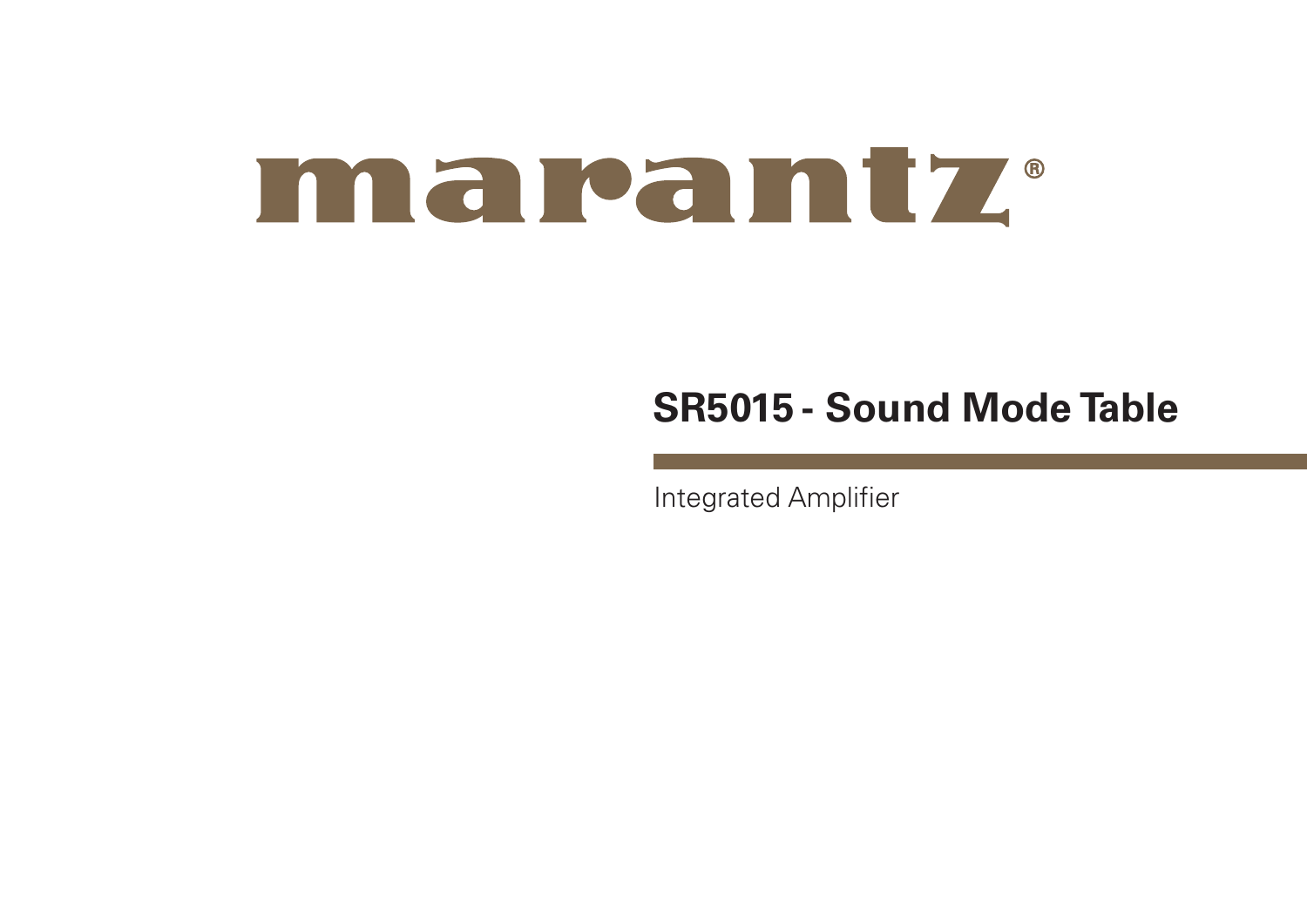marantz®

# SR5015 - Sound Mode Table

Integrated Amplifier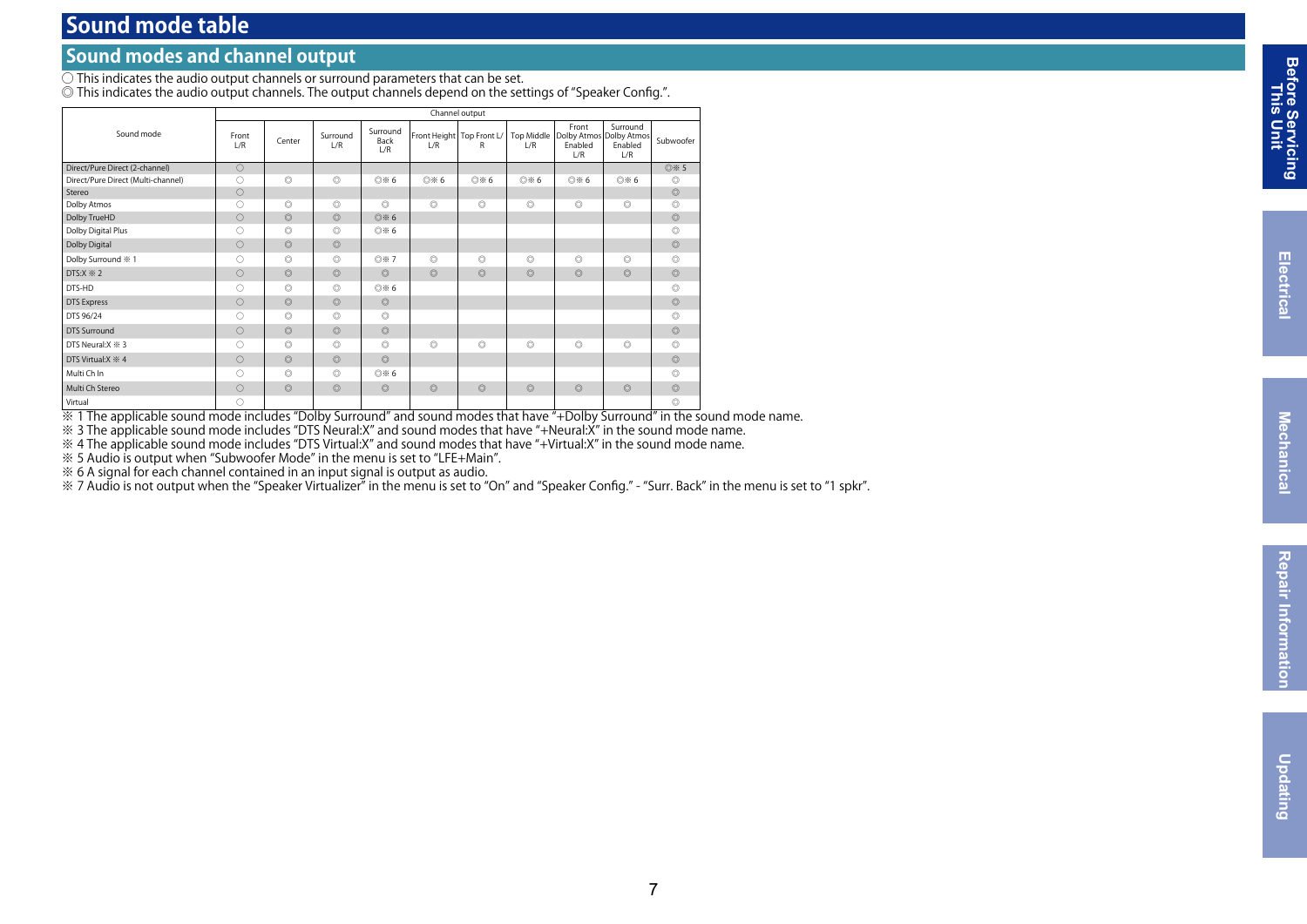# Sound mode table

## Sound modes and channel output

○ This indicates the audio output channels or surround parameters that can be set.

◎ This indicates the audio output channels. The output channels depend on the settings of "Speaker Config.".

| Sound mode | Channel output | | | | | | | | | |
|---|---|---|---|---|---|---|---|---|---|---|
| | Front L/R | Center | Surround L/R | Surround Back L/R | Front Height L/R | Top Front L/R | Top Middle L/R | Front Dolby Atmos Enabled L/R | Surround Dolby Atmos Enabled L/R | Subwoofer |
| Direct/Pure Direct (2-channel) | ○ | | | | | | | | | ◎※ 5 |
| Direct/Pure Direct (Multi-channel) | ○ | ◎ | ◎ | ◎※ 6 | ◎※ 6 | ◎※ 6 | ◎※ 6 | ◎※ 6 | ◎※ 6 | ◎ |
| Stereo | ○ | | | | | | | | | ◎ |
| Dolby Atmos | ○ | ◎ | ◎ | ◎ | ◎ | ◎ | ◎ | ◎ | ◎ | ◎ |
| Dolby TrueHD | ○ | ◎ | ◎ | ◎※ 6 | | | | | | ◎ |
| Dolby Digital Plus | ○ | ◎ | ◎ | ◎※ 6 | | | | | | ◎ |
| Dolby Digital | ○ | ◎ | ◎ | | | | | | | ◎ |
| Dolby Surround ※ 1 | ○ | ◎ | ◎ | ◎※ 7 | ◎ | ◎ | ◎ | ◎ | ◎ | ◎ |
| DTS:X ※ 2 | ○ | ◎ | ◎ | ◎ | ◎ | ◎ | ◎ | ◎ | ◎ | ◎ |
| DTS-HD | ○ | ◎ | ◎ | ◎※ 6 | | | | | | ◎ |
| DTS Express | ○ | ◎ | ◎ | ◎ | | | | | | ◎ |
| DTS 96/24 | ○ | ◎ | ◎ | ◎ | | | | | | ◎ |
| DTS Surround | ○ | ◎ | ◎ | ◎ | | | | | | ◎ |
| DTS Neural:X ※ 3 | ○ | ◎ | ◎ | ◎ | ◎ | ◎ | ◎ | ◎ | ◎ | ◎ |
| DTS Virtual:X ※ 4 | ○ | ◎ | ◎ | ◎ | | | | | | ◎ |
| Multi Ch In | ○ | ◎ | ◎ | ◎※ 6 | | | | | | ◎ |
| Multi Ch Stereo | ○ | ◎ | ◎ | ◎ | ◎ | ◎ | ◎ | ◎ | ◎ | ◎ |
| Virtual | ○ | | | | | | | | | ◎ |

※ 1 The applicable sound mode includes "Dolby Surround" and sound modes that have "+Dolby Surround" in the sound mode name.

※ 3 The applicable sound mode includes "DTS Neural:X" and sound modes that have "+Neural:X" in the sound mode name.

※ 4 The applicable sound mode includes "DTS Virtual:X" and sound modes that have "+Virtual:X" in the sound mode name.

※ 5 Audio is output when "Subwoofer Mode" in the menu is set to "LFE+Main".

※ 6 A signal for each channel contained in an input signal is output as audio.

※ 7 Audio is not output when the "Speaker Virtualizer" in the menu is set to "On" and "Speaker Config." - "Surr. Back" in the menu is set to "1 spkr".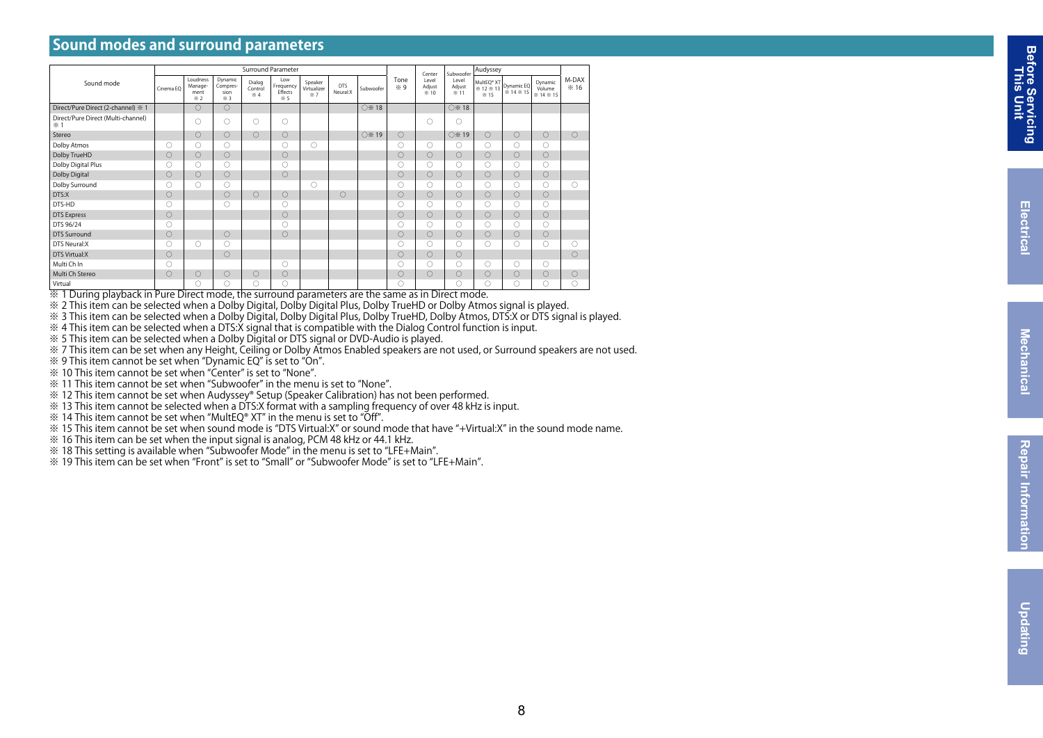## Sound modes and surround parameters

| Sound mode | Surround Parameter | | | | | | | | Tone ※ 9 | Center Level Adjust ※ 10 | Subwoofer Level Adjust ※ 11 | Audyssey | | | M-DAX ※ 16 |
|---|---|---|---|---|---|---|---|---|---|---|---|---|---|---|---|
| | Cinema EQ | Loudness Management ※ 2 | Dynamic Compression ※ 3 | Dialog Control ※ 4 | Low Frequency Effects ※ 5 | Speaker Virtualizer ※ 7 | DTS Neural:X | Subwoofer | | | | MultEQ® XT ※ 12 ※ 13 ※ 15 | Dynamic EQ ※ 14 ※ 15 | Dynamic Volume ※ 14 ※ 15 | |
| Direct/Pure Direct (2-channel) ※ 1 | | ○ | ○ | | | | | ○※ 18 | | | ○※ 18 | | | | |
| Direct/Pure Direct (Multi-channel) ※ 1 | | ○ | ○ | ○ | ○ | | | | | ○ | ○ | | | | |
| Stereo | | ○ | ○ | ○ | ○ | | | ○※ 19 | ○ | | ○※ 19 | ○ | ○ | ○ | ○ |
| Dolby Atmos | ○ | ○ | ○ | | ○ | ○ | | | ○ | ○ | ○ | ○ | ○ | ○ | |
| Dolby TrueHD | ○ | ○ | ○ | | ○ | | | | ○ | ○ | ○ | ○ | ○ | ○ | |
| Dolby Digital Plus | ○ | ○ | ○ | | ○ | | | | ○ | ○ | ○ | ○ | ○ | ○ | |
| Dolby Digital | ○ | ○ | ○ | | ○ | | | | ○ | ○ | ○ | ○ | ○ | ○ | |
| Dolby Surround | ○ | ○ | ○ | | | ○ | | | ○ | ○ | ○ | ○ | ○ | ○ | ○ |
| DTS:X | ○ | | ○ | ○ | ○ | | ○ | | ○ | ○ | ○ | ○ | ○ | ○ | |
| DTS-HD | ○ | | ○ | | ○ | | | | ○ | ○ | ○ | ○ | ○ | ○ | |
| DTS Express | ○ | | | | ○ | | | | ○ | ○ | ○ | ○ | ○ | ○ | |
| DTS 96/24 | ○ | | | | ○ | | | | ○ | ○ | ○ | ○ | ○ | ○ | |
| DTS Surround | ○ | | ○ | | ○ | | | | ○ | ○ | ○ | ○ | ○ | ○ | |
| DTS Neural:X | ○ | ○ | ○ | | | | | | ○ | ○ | ○ | ○ | ○ | ○ | ○ |
| DTS Virtual:X | ○ | | ○ | | | | | | ○ | ○ | ○ | | | | ○ |
| Multi Ch In | ○ | | | | ○ | | | | ○ | ○ | ○ | ○ | ○ | ○ | |
| Multi Ch Stereo | ○ | ○ | ○ | ○ | ○ | | | | ○ | ○ | ○ | ○ | ○ | ○ | ○ |
| Virtual | | ○ | ○ | ○ | ○ | | | | ○ | | ○ | ○ | ○ | ○ | ○ |

※ 1 During playback in Pure Direct mode, the surround parameters are the same as in Direct mode.
※ 2 This item can be selected when a Dolby Digital, Dolby Digital Plus, Dolby TrueHD or Dolby Atmos signal is played.
※ 3 This item can be selected when a Dolby Digital, Dolby Digital Plus, Dolby TrueHD, Dolby Atmos, DTS:X or DTS signal is played.
※ 4 This item can be selected when a DTS:X signal that is compatible with the Dialog Control function is input.
※ 5 This item can be selected when a Dolby Digital or DTS signal or DVD-Audio is played.
※ 7 This item can be set when any Height, Ceiling or Dolby Atmos Enabled speakers are not used, or Surround speakers are not used.
※ 9 This item cannot be set when "Dynamic EQ" is set to "On".
※ 10 This item cannot be set when "Center" is set to "None".
※ 11 This item cannot be set when "Subwoofer" in the menu is set to "None".
※ 12 This item cannot be set when Audyssey® Setup (Speaker Calibration) has not been performed.
※ 13 This item cannot be selected when a DTS:X format with a sampling frequency of over 48 kHz is input.
※ 14 This item cannot be set when "MultEQ® XT" in the menu is set to "Off".
※ 15 This item cannot be set when sound mode is "DTS Virtual:X" or sound mode that have "+Virtual:X" in the sound mode name.
※ 16 This item can be set when the input signal is analog, PCM 48 kHz or 44.1 kHz.
※ 18 This setting is available when "Subwoofer Mode" in the menu is set to "LFE+Main".
※ 19 This item can be set when "Front" is set to "Small" or "Subwoofer Mode" is set to "LFE+Main".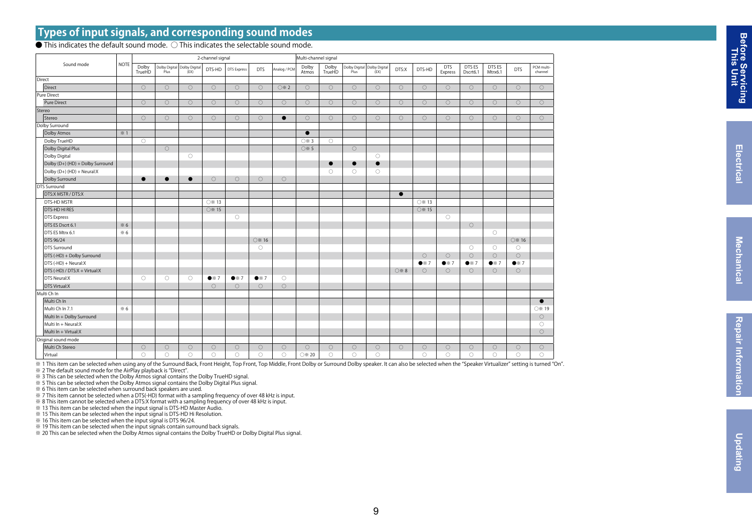## Types of input signals, and corresponding sound modes

● This indicates the default sound mode. ○ This indicates the selectable sound mode.

| Sound mode | NOTE | 2-channel signal | | | | | | | Multi-channel signal | | | | | | | | | | |
|---|---|---|---|---|---|---|---|---|---|---|---|---|---|---|---|---|---|---|---|
| | | Dolby TrueHD | Dolby Digital Plus | Dolby Digital (EX) | DTS-HD | DTS Express | DTS | Analog / PCM | Dolby Atmos | Dolby TrueHD | Dolby Digital Plus | Dolby Digital (EX) | DTS:X | DTS-HD | DTS Express | DTS ES Dscrt6.1 | DTS ES Mtrx6.1 | DTS | PCM multi-channel |
| Direct | | | | | | | | | | | | | | | | | | | |
| Direct | | ○ | ○ | ○ | ○ | ○ | ○ | ○※2 | ○ | ○ | ○ | ○ | ○ | ○ | ○ | ○ | ○ | ○ | ○ |
| Pure Direct | | | | | | | | | | | | | | | | | | | |
| Pure Direct | | ○ | ○ | ○ | ○ | ○ | ○ | ○ | ○ | ○ | ○ | ○ | ○ | ○ | ○ | ○ | ○ | ○ | ○ |
| Stereo | | | | | | | | | | | | | | | | | | | |
| Stereo | | ○ | ○ | ○ | ○ | ○ | ○ | ● | ○ | ○ | ○ | ○ | ○ | ○ | ○ | ○ | ○ | ○ | ○ |
| Dolby Surround | | | | | | | | | | | | | | | | | | | |
| Dolby Atmos | ※1 | | | | | | | | ● | | | | | | | | | | |
| Dolby TrueHD | | ○ | | | | | | | ○※3 | ○ | | | | | | | | | |
| Dolby Digital Plus | | | ○ | | | | | | ○※5 | | ○ | | | | | | | | |
| Dolby Digital | | | | ○ | | | | | | | | ○ | | | | | | | |
| Dolby (D+) (HD) + Dolby Surround | | | | | | | | | | ● | ● | ● | | | | | | | |
| Dolby (D+) (HD) + Neural:X | | | | | | | | | | ○ | ○ | ○ | | | | | | | |
| Dolby Surround | | ● | ● | ● | ○ | ○ | ○ | ○ | | | | | | | | | | | |
| DTS Surround | | | | | | | | | | | | | | | | | | | |
| DTS:X MSTR / DTS:X | | | | | | | | | | | | | ● | | | | | | |
| DTS-HD MSTR | | | | | ○※13 | | | | | | | | | ○※13 | | | | | |
| DTS-HD HI RES | | | | | ○※15 | | | | | | | | | ○※15 | | | | | |
| DTS Express | | | | | | ○ | | | | | | | | | ○ | | | | |
| DTS ES Dscrt 6.1 | ※6 | | | | | | | | | | | | | | | ○ | | | |
| DTS ES Mtrx 6.1 | ※6 | | | | | | | | | | | | | | | | ○ | | |
| DTS 96/24 | | | | | | | ○※16 | | | | | | | | | | | ○※16 | |
| DTS Surround | | | | | | | ○ | | | | | | | | | ○ | ○ | ○ | |
| DTS (-HD) + Dolby Surround | | | | | | | | | | | | | | ○ | ○ | ○ | ○ | ○ | |
| DTS (-HD) + Neural:X | | | | | | | | | | | | | | ●※7 | ●※7 | ●※7 | ●※7 | ●※7 | |
| DTS (-HD) / DTS:X + Virtual:X | | | | | | | | | | | | | ○※8 | ○ | ○ | ○ | ○ | ○ | |
| DTS Neural:X | | ○ | ○ | ○ | ●※7 | ●※7 | ●※7 | ○ | | | | | | | | | | | |
| DTS Virtual:X | | | | | ○ | ○ | ○ | ○ | | | | | | | | | | | |
| Multi Ch In | | | | | | | | | | | | | | | | | | | |
| Multi Ch In | | | | | | | | | | | | | | | | | | | ● |
| Multi Ch In 7.1 | ※6 | | | | | | | | | | | | | | | | | | ○※19 |
| Multi In + Dolby Surround | | | | | | | | | | | | | | | | | | | ○ |
| Multi In + Neural:X | | | | | | | | | | | | | | | | | | | ○ |
| Multi In + Virtual:X | | | | | | | | | | | | | | | | | | | ○ |
| Original sound mode | | | | | | | | | | | | | | | | | | | |
| Multi Ch Stereo | | ○ | ○ | ○ | ○ | ○ | ○ | ○ | ○ | ○ | ○ | ○ | ○ | ○ | ○ | ○ | ○ | ○ | ○ |
| Virtual | | ○ | ○ | ○ | ○ | ○ | ○ | ○ | ○※20 | ○ | ○ | ○ | | ○ | ○ | ○ | ○ | ○ | ○ |

※ 1 This item can be selected when using any of the Surround Back, Front Height, Top Front, Top Middle, Front Dolby or Surround Dolby speaker. It can also be selected when the "Speaker Virtualizer" setting is turned "On".
※ 2 The default sound mode for the AirPlay playback is "Direct".
※ 3 This can be selected when the Dolby Atmos signal contains the Dolby TrueHD signal.
※ 5 This can be selected when the Dolby Atmos signal contains the Dolby Digital Plus signal.
※ 6 This item can be selected when surround back speakers are used.
※ 7 This item cannot be selected when a DTS(-HD) format with a sampling frequency of over 48 kHz is input.
※ 8 This item cannot be selected when a DTS:X format with a sampling frequency of over 48 kHz is input.
※ 13 This item can be selected when the input signal is DTS-HD Master Audio.
※ 15 This item can be selected when the input signal is DTS-HD Hi Resolution.
※ 16 This item can be selected when the input signal is DTS 96/24.
※ 19 This item can be selected when the input signals contain surround back signals.
※ 20 This can be selected when the Dolby Atmos signal contains the Dolby TrueHD or Dolby Digital Plus signal.